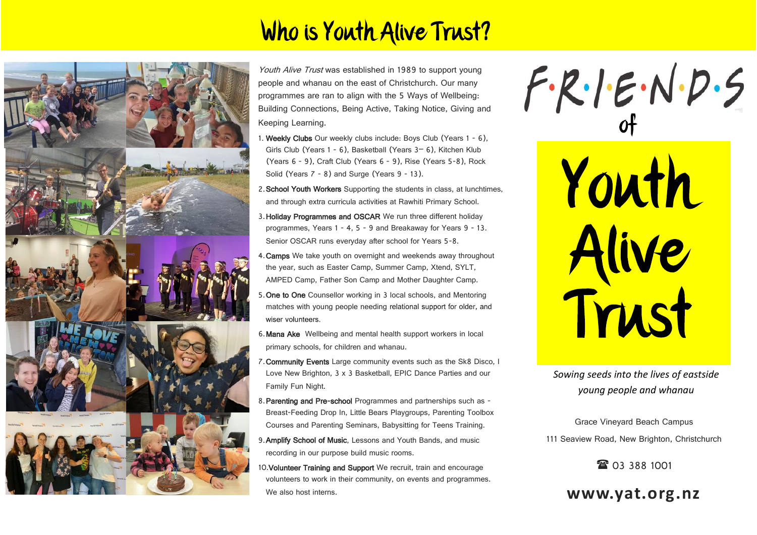# Who is Youth Alive Trust?

*Youth Alive Trust* was established in 1989 to support young people and whanau on the east of Christchurch. Our many programmes are ran to align with the 5 Ways of Wellbeing: Building Connections, Being Active, Taking Notice, Giving and Keeping Learning.

1. **Weekly Clubs** Our weekly clubs include: Boys Club (Years 1 - 6), Girls Club (Years 1 - 6), Basketball (Years 3– 6), Kitchen Klub (Years 6 - 9), Craft Club (Years 6 - 9), Rise (Years 5-8), Rock Solid (Years 7 - 8) and Surge (Years 9 - 13).
2. **School Youth Workers** Supporting the students in class, at lunchtimes, and through extra curricula activities at Rawhiti Primary School.
3. **Holiday Programmes and OSCAR** We run three different holiday programmes, Years 1 - 4, 5 - 9 and Breakaway for Years 9 - 13. Senior OSCAR runs everyday after school for Years 5-8.
4. **Camps** We take youth on overnight and weekends away throughout the year, such as Easter Camp, Summer Camp, Xtend, SYLT, AMPED Camp, Father Son Camp and Mother Daughter Camp.
5. **One to One** Counsellor working in 3 local schools, and Mentoring matches with young people needing relational support for older, and wiser volunteers.
6. **Mana Ake** Wellbeing and mental health support workers in local primary schools, for children and whanau.
7. **Community Events** Large community events such as the Sk8 Disco, I Love New Brighton, 3 x 3 Basketball, EPIC Dance Parties and our Family Fun Night.
8. **Parenting and Pre-school** Programmes and partnerships such as - Breast-Feeding Drop In, Little Bears Playgroups, Parenting Toolbox Courses and Parenting Seminars, Babysitting for Teens Training.
9. **Amplify School of Music**, Lessons and Youth Bands, and music recording in our purpose build music rooms.
10. **Volunteer Training and Support** We recruit, train and encourage volunteers to work in their community, on events and programmes. We also host interns.

# F·R·I·E·N·D·S of Youth Alive Trust

*Sowing seeds into the lives of eastside young people and whanau*

Grace Vineyard Beach Campus

111 Seaview Road, New Brighton, Christchurch

☎ 03 388 1001

**www.yat.org.nz**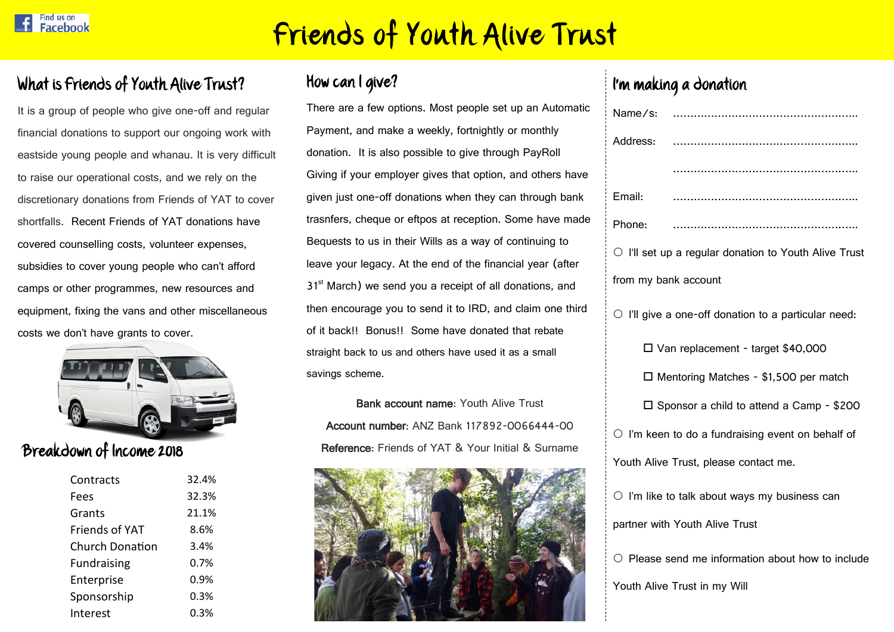Find us on Facebook

# Friends of Youth Alive Trust

## What is Friends of Youth Alive Trust?

It is a group of people who give one-off and regular financial donations to support our ongoing work with eastside young people and whanau. It is very difficult to raise our operational costs, and we rely on the discretionary donations from Friends of YAT to cover shortfalls. Recent Friends of YAT donations have covered counselling costs, volunteer expenses, subsidies to cover young people who can't afford camps or other programmes, new resources and equipment, fixing the vans and other miscellaneous costs we don't have grants to cover.

## Breakdown of Income 2018

| | |
|---|---|
| Contracts | 32.4% |
| Fees | 32.3% |
| Grants | 21.1% |
| Friends of YAT | 8.6% |
| Church Donation | 3.4% |
| Fundraising | 0.7% |
| Enterprise | 0.9% |
| Sponsorship | 0.3% |
| Interest | 0.3% |

## How can I give?

There are a few options. Most people set up an Automatic Payment, and make a weekly, fortnightly or monthly donation. It is also possible to give through PayRoll Giving if your employer gives that option, and others have given just one-off donations when they can through bank trasnfers, cheque or eftpos at reception. Some have made Bequests to us in their Wills as a way of continuing to leave your legacy. At the end of the financial year (after 31st March) we send you a receipt of all donations, and then encourage you to send it to IRD, and claim one third of it back!! Bonus!! Some have donated that rebate straight back to us and others have used it as a small savings scheme.

**Bank account name**: Youth Alive Trust
**Account number**: ANZ Bank 117892-0066444-00
**Reference**: Friends of YAT & Your Initial & Surname

## I'm making a donation

Name/s: .....................................................

Address: .....................................................

.....................................................

Email: .....................................................

Phone: .....................................................

○ I'll set up a regular donation to Youth Alive Trust from my bank account

○ I'll give a one-off donation to a particular need:

- ☐ Van replacement - target $40,000
- ☐ Mentoring Matches - $1,500 per match
- ☐ Sponsor a child to attend a Camp - $200

○ I'm keen to do a fundraising event on behalf of Youth Alive Trust, please contact me.

○ I'm like to talk about ways my business can partner with Youth Alive Trust

○ Please send me information about how to include Youth Alive Trust in my Will